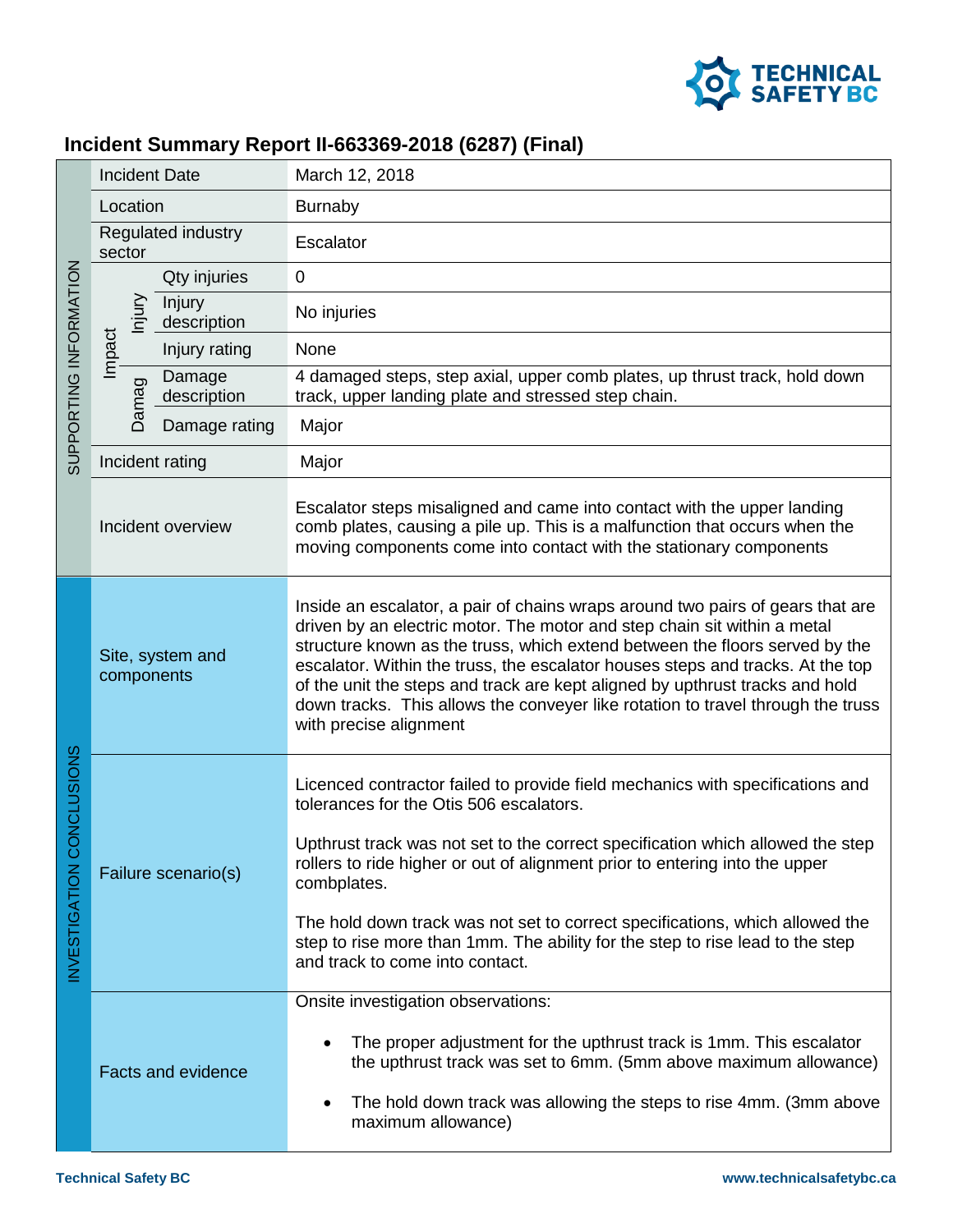# Incident Summary Report II-663369-2018 (6287) (Final)

| SUPPORTING INFORMATION | | | |
|---|---|---|---|
| Incident Date | | | March 12, 2018 |
| Location | | | Burnaby |
| Regulated industry sector | | | Escalator |
| Impact | Injury | Qty injuries | 0 |
| | | Injury description | No injuries |
| | | Injury rating | None |
| | Damag | Damage description | 4 damaged steps, step axial, upper comb plates, up thrust track, hold down track, upper landing plate and stressed step chain. |
| | | Damage rating | Major |
| Incident rating | | | Major |
| Incident overview | | | Escalator steps misaligned and came into contact with the upper landing comb plates, causing a pile up. This is a malfunction that occurs when the moving components come into contact with the stationary components |

| INVESTIGATION CONCLUSIONS | |
|---|---|
| Site, system and components | Inside an escalator, a pair of chains wraps around two pairs of gears that are driven by an electric motor. The motor and step chain sit within a metal structure known as the truss, which extend between the floors served by the escalator. Within the truss, the escalator houses steps and tracks. At the top of the unit the steps and track are kept aligned by upthrust tracks and hold down tracks. This allows the conveyer like rotation to travel through the truss with precise alignment |
| Failure scenario(s) | Licenced contractor failed to provide field mechanics with specifications and tolerances for the Otis 506 escalators.<br><br>Upthrust track was not set to the correct specification which allowed the step rollers to ride higher or out of alignment prior to entering into the upper combplates.<br><br>The hold down track was not set to correct specifications, which allowed the step to rise more than 1mm. The ability for the step to rise lead to the step and track to come into contact. |
| Facts and evidence | Onsite investigation observations:<br><br>• The proper adjustment for the upthrust track is 1mm. This escalator the upthrust track was set to 6mm. (5mm above maximum allowance)<br><br>• The hold down track was allowing the steps to rise 4mm. (3mm above maximum allowance) |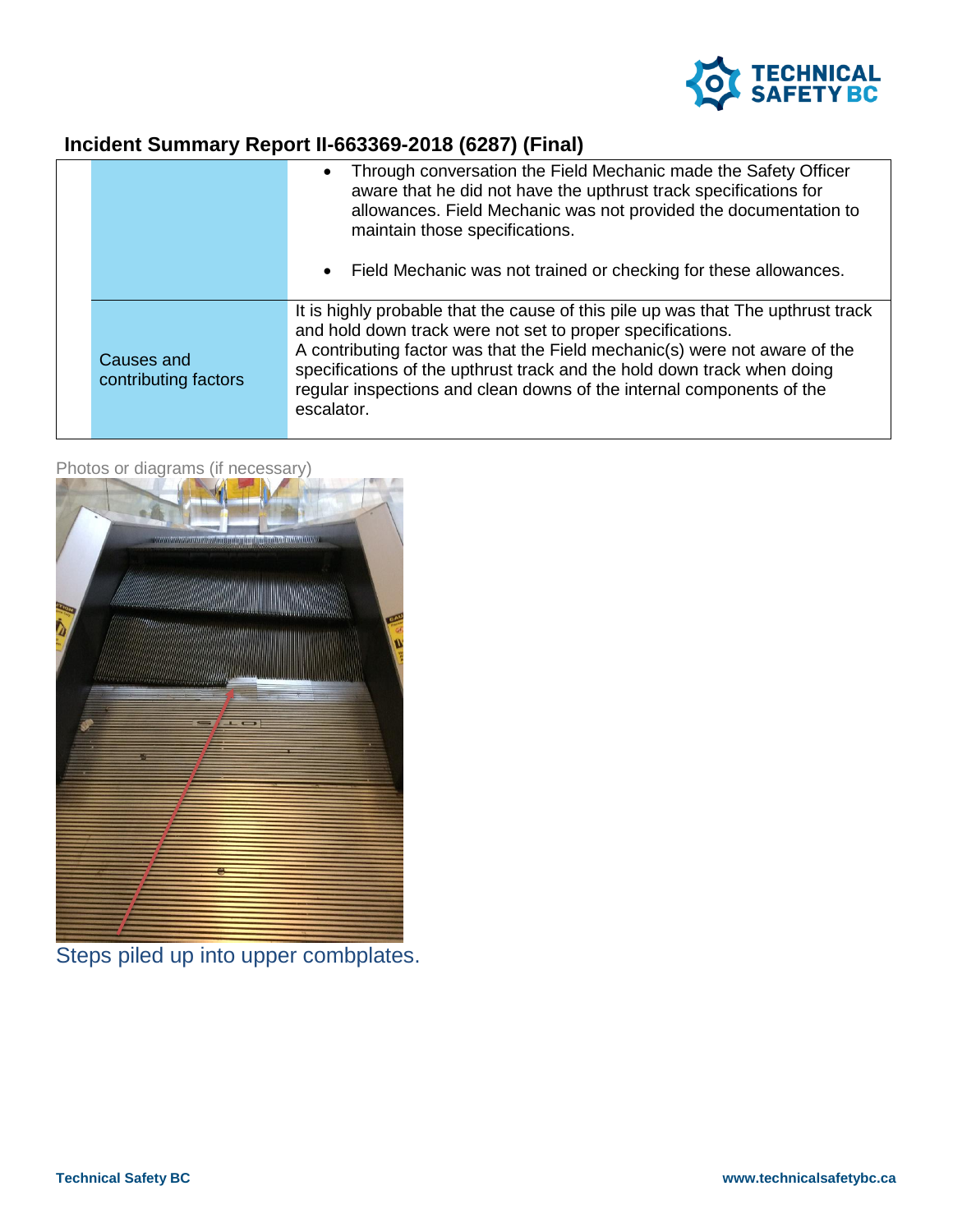## Incident Summary Report II-663369-2018 (6287) (Final)

| | |
|---|---|
| | • Through conversation the Field Mechanic made the Safety Officer aware that he did not have the upthrust track specifications for allowances. Field Mechanic was not provided the documentation to maintain those specifications.<br><br>• Field Mechanic was not trained or checking for these allowances. |
| Causes and contributing factors | It is highly probable that the cause of this pile up was that The upthrust track and hold down track were not set to proper specifications.<br>A contributing factor was that the Field mechanic(s) were not aware of the specifications of the upthrust track and the hold down track when doing regular inspections and clean downs of the internal components of the escalator. |

Photos or diagrams (if necessary)

Steps piled up into upper combplates.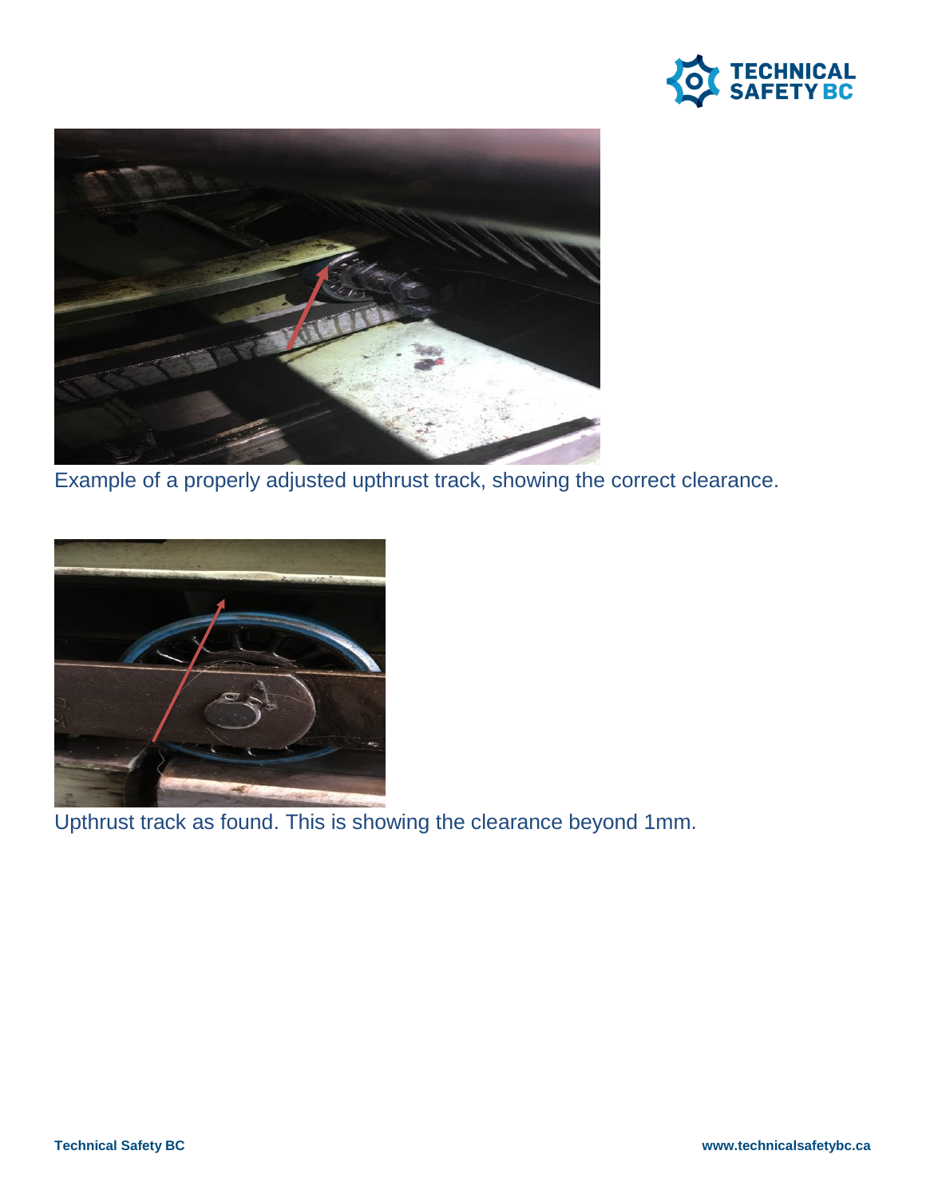Example of a properly adjusted upthrust track, showing the correct clearance.

Upthrust track as found. This is showing the clearance beyond 1mm.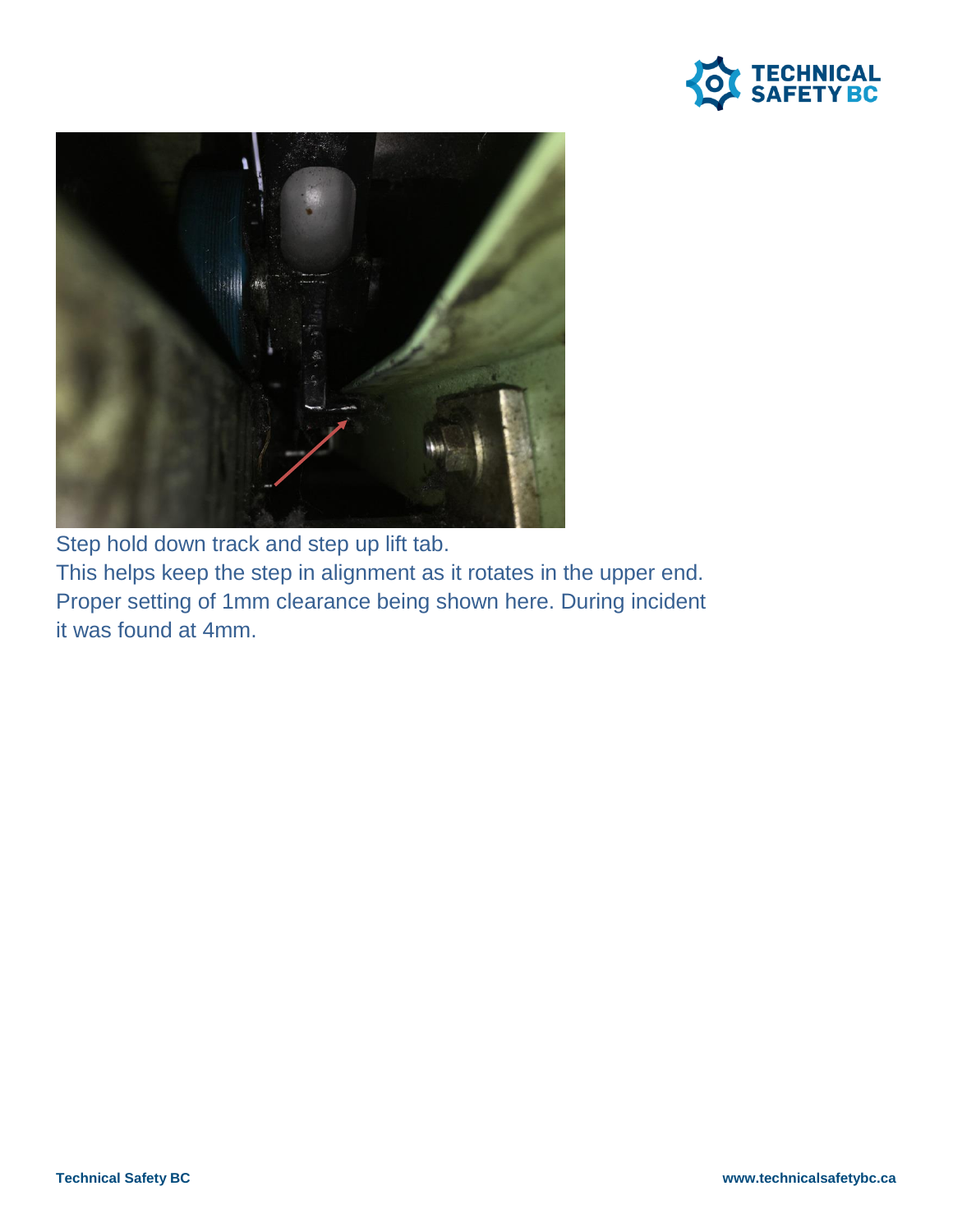Step hold down track and step up lift tab.
This helps keep the step in alignment as it rotates in the upper end.
Proper setting of 1mm clearance being shown here. During incident it was found at 4mm.